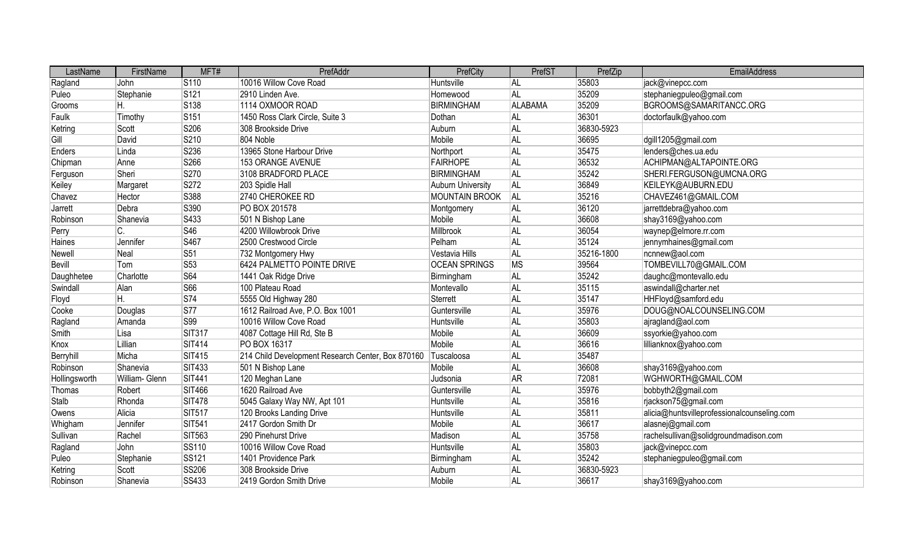| LastName | FirstName | MFT# | PrefAddr | PrefCity | PrefST | PrefZip | EmailAddress |
|---|---|---|---|---|---|---|---|
| Ragland | John | S110 | 10016 Willow Cove Road | Huntsville | AL | 35803 | jack@vinepcc.com |
| Puleo | Stephanie | S121 | 2910 Linden Ave. | Homewood | AL | 35209 | stephaniegpuleo@gmail.com |
| Grooms | H. | S138 | 1114 OXMOOR ROAD | BIRMINGHAM | ALABAMA | 35209 | BGROOMS@SAMARITANCC.ORG |
| Faulk | Timothy | S151 | 1450 Ross Clark Circle, Suite 3 | Dothan | AL | 36301 | doctorfaulk@yahoo.com |
| Ketring | Scott | S206 | 308 Brookside Drive | Auburn | AL | 36830-5923 | |
| Gill | David | S210 | 804 Noble | Mobile | AL | 36695 | dgill1205@gmail.com |
| Enders | Linda | S236 | 13965 Stone Harbour Drive | Northport | AL | 35475 | lenders@ches.ua.edu |
| Chipman | Anne | S266 | 153 ORANGE AVENUE | FAIRHOPE | AL | 36532 | ACHIPMAN@ALTAPOINTE.ORG |
| Ferguson | Sheri | S270 | 3108 BRADFORD PLACE | BIRMINGHAM | AL | 35242 | SHERI.FERGUSON@UMCNA.ORG |
| Keiley | Margaret | S272 | 203 Spidle Hall | Auburn University | AL | 36849 | KEILEYK@AUBURN.EDU |
| Chavez | Hector | S388 | 2740 CHEROKEE RD | MOUNTAIN BROOK | AL | 35216 | CHAVEZ461@GMAIL.COM |
| Jarrett | Debra | S390 | PO BOX 201578 | Montgomery | AL | 36120 | jarrettdebra@yahoo.com |
| Robinson | Shanevia | S433 | 501 N Bishop Lane | Mobile | AL | 36608 | shay3169@yahoo.com |
| Perry | C. | S46 | 4200 Willowbrook Drive | Millbrook | AL | 36054 | waynep@elmore.rr.com |
| Haines | Jennifer | S467 | 2500 Crestwood Circle | Pelham | AL | 35124 | jennymhaines@gmail.com |
| Newell | Neal | S51 | 732 Montgomery Hwy | Vestavia Hills | AL | 35216-1800 | ncnnew@aol.com |
| Bevill | Tom | S53 | 6424 PALMETTO POINTE DRIVE | OCEAN SPRINGS | MS | 39564 | TOMBEVILL70@GMAIL.COM |
| Daughhetee | Charlotte | S64 | 1441 Oak Ridge Drive | Birmingham | AL | 35242 | daughc@montevallo.edu |
| Swindall | Alan | S66 | 100 Plateau Road | Montevallo | AL | 35115 | aswindall@charter.net |
| Floyd | H. | S74 | 5555 Old Highway 280 | Sterrett | AL | 35147 | HHFloyd@samford.edu |
| Cooke | Douglas | S77 | 1612 Railroad Ave, P.O. Box 1001 | Guntersville | AL | 35976 | DOUG@NOALCOUNSELING.COM |
| Ragland | Amanda | S99 | 10016 Willow Cove Road | Huntsville | AL | 35803 | ajragland@aol.com |
| Smith | Lisa | SIT317 | 4087 Cottage Hill Rd, Ste B | Mobile | AL | 36609 | ssyorkie@yahoo.com |
| Knox | Lillian | SIT414 | PO BOX 16317 | Mobile | AL | 36616 | lillianknox@yahoo.com |
| Berryhill | Micha | SIT415 | 214 Child Development Research Center, Box 870160 | Tuscaloosa | AL | 35487 | |
| Robinson | Shanevia | SIT433 | 501 N Bishop Lane | Mobile | AL | 36608 | shay3169@yahoo.com |
| Hollingsworth | William- Glenn | SIT441 | 120 Meghan Lane | Judsonia | AR | 72081 | WGHWORTH@GMAIL.COM |
| Thomas | Robert | SIT466 | 1620 Railroad Ave | Guntersville | AL | 35976 | bobbyth2@gmail.com |
| Stalb | Rhonda | SIT478 | 5045 Galaxy Way NW, Apt 101 | Huntsville | AL | 35816 | rjackson75@gmail.com |
| Owens | Alicia | SIT517 | 120 Brooks Landing Drive | Huntsville | AL | 35811 | alicia@huntsvilleprofessionalcounseling.com |
| Whigham | Jennifer | SIT541 | 2417 Gordon Smith Dr | Mobile | AL | 36617 | alasnej@gmail.com |
| Sullivan | Rachel | SIT563 | 290 Pinehurst Drive | Madison | AL | 35758 | rachelsullivan@solidgroundmadison.com |
| Ragland | John | SS110 | 10016 Willow Cove Road | Huntsville | AL | 35803 | jack@vinepcc.com |
| Puleo | Stephanie | SS121 | 1401 Providence Park | Birmingham | AL | 35242 | stephaniegpuleo@gmail.com |
| Ketring | Scott | SS206 | 308 Brookside Drive | Auburn | AL | 36830-5923 | |
| Robinson | Shanevia | SS433 | 2419 Gordon Smith Drive | Mobile | AL | 36617 | shay3169@yahoo.com |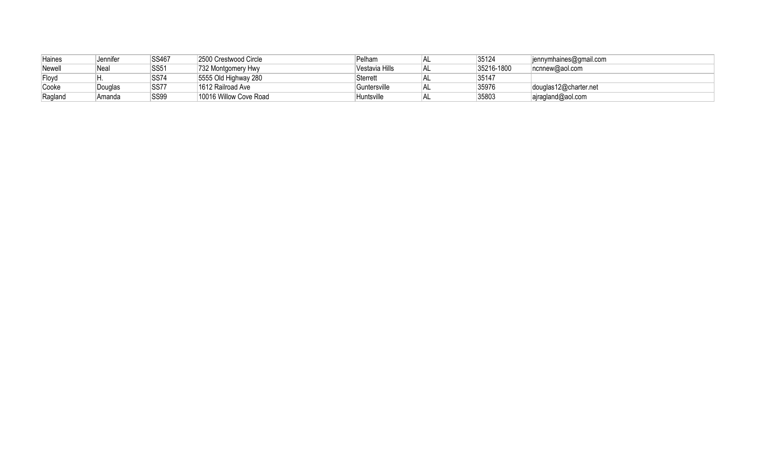| | | | | | | | |
|---|---|---|---|---|---|---|---|
| Haines | Jennifer | SS467 | 2500 Crestwood Circle | Pelham | AL | 35124 | jennymhaines@gmail.com |
| Newell | Neal | SS51 | 732 Montgomery Hwy | Vestavia Hills | AL | 35216-1800 | ncnnew@aol.com |
| Floyd | H. | SS74 | 5555 Old Highway 280 | Sterrett | AL | 35147 | |
| Cooke | Douglas | SS77 | 1612 Railroad Ave | Guntersville | AL | 35976 | douglas12@charter.net |
| Ragland | Amanda | SS99 | 10016 Willow Cove Road | Huntsville | AL | 35803 | ajragland@aol.com |